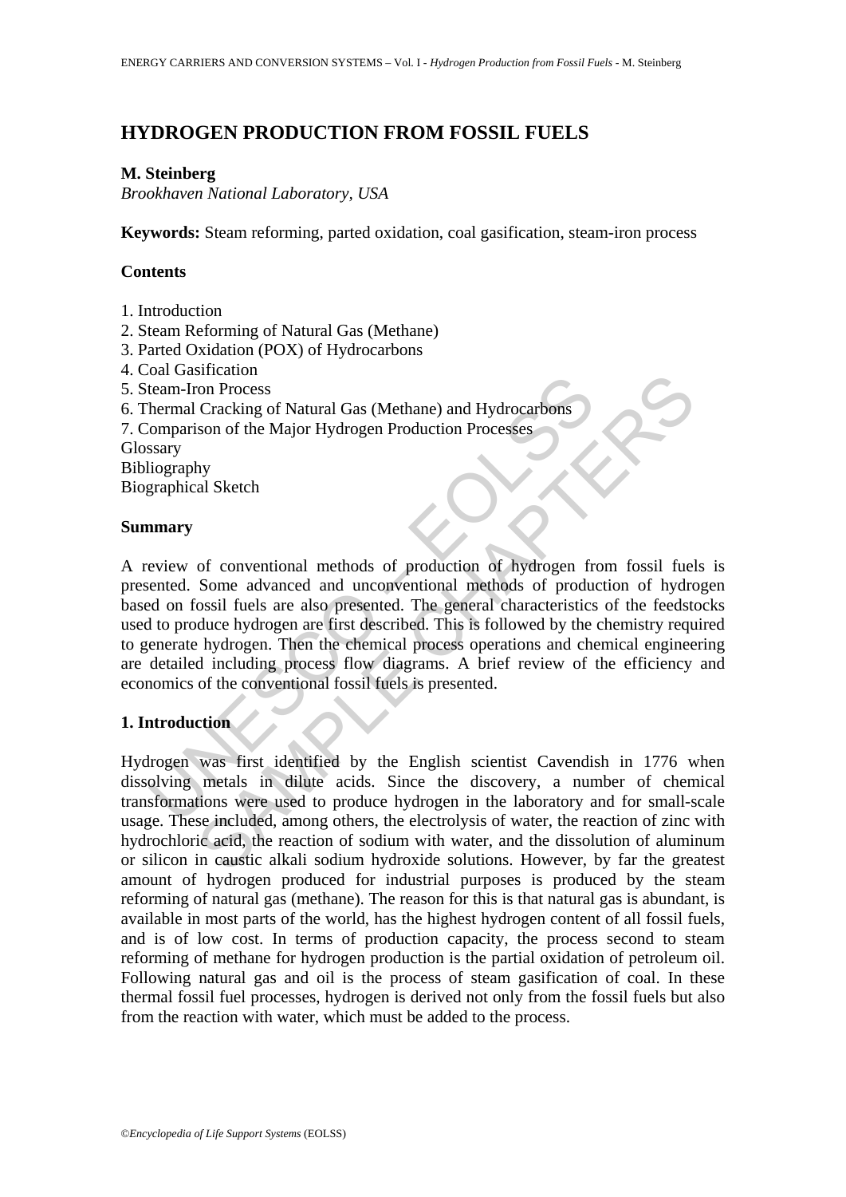# HYDROGEN PRODUCTION FROM FOSSIL FUELS

**M. Steinberg**

*Brookhaven National Laboratory, USA*

**Keywords:** Steam reforming, parted oxidation, coal gasification, steam-iron process

## Contents

1. Introduction
2. Steam Reforming of Natural Gas (Methane)
3. Parted Oxidation (POX) of Hydrocarbons
4. Coal Gasification
5. Steam-Iron Process
6. Thermal Cracking of Natural Gas (Methane) and Hydrocarbons
7. Comparison of the Major Hydrogen Production Processes

Glossary

Bibliography

Biographical Sketch

## Summary

A review of conventional methods of production of hydrogen from fossil fuels is presented. Some advanced and unconventional methods of production of hydrogen based on fossil fuels are also presented. The general characteristics of the feedstocks used to produce hydrogen are first described. This is followed by the chemistry required to generate hydrogen. Then the chemical process operations and chemical engineering are detailed including process flow diagrams. A brief review of the efficiency and economics of the conventional fossil fuels is presented.

## 1. Introduction

Hydrogen was first identified by the English scientist Cavendish in 1776 when dissolving metals in dilute acids. Since the discovery, a number of chemical transformations were used to produce hydrogen in the laboratory and for small-scale usage. These included, among others, the electrolysis of water, the reaction of zinc with hydrochloric acid, the reaction of sodium with water, and the dissolution of aluminum or silicon in caustic alkali sodium hydroxide solutions. However, by far the greatest amount of hydrogen produced for industrial purposes is produced by the steam reforming of natural gas (methane). The reason for this is that natural gas is abundant, is available in most parts of the world, has the highest hydrogen content of all fossil fuels, and is of low cost. In terms of production capacity, the process second to steam reforming of methane for hydrogen production is the partial oxidation of petroleum oil. Following natural gas and oil is the process of steam gasification of coal. In these thermal fossil fuel processes, hydrogen is derived not only from the fossil fuels but also from the reaction with water, which must be added to the process.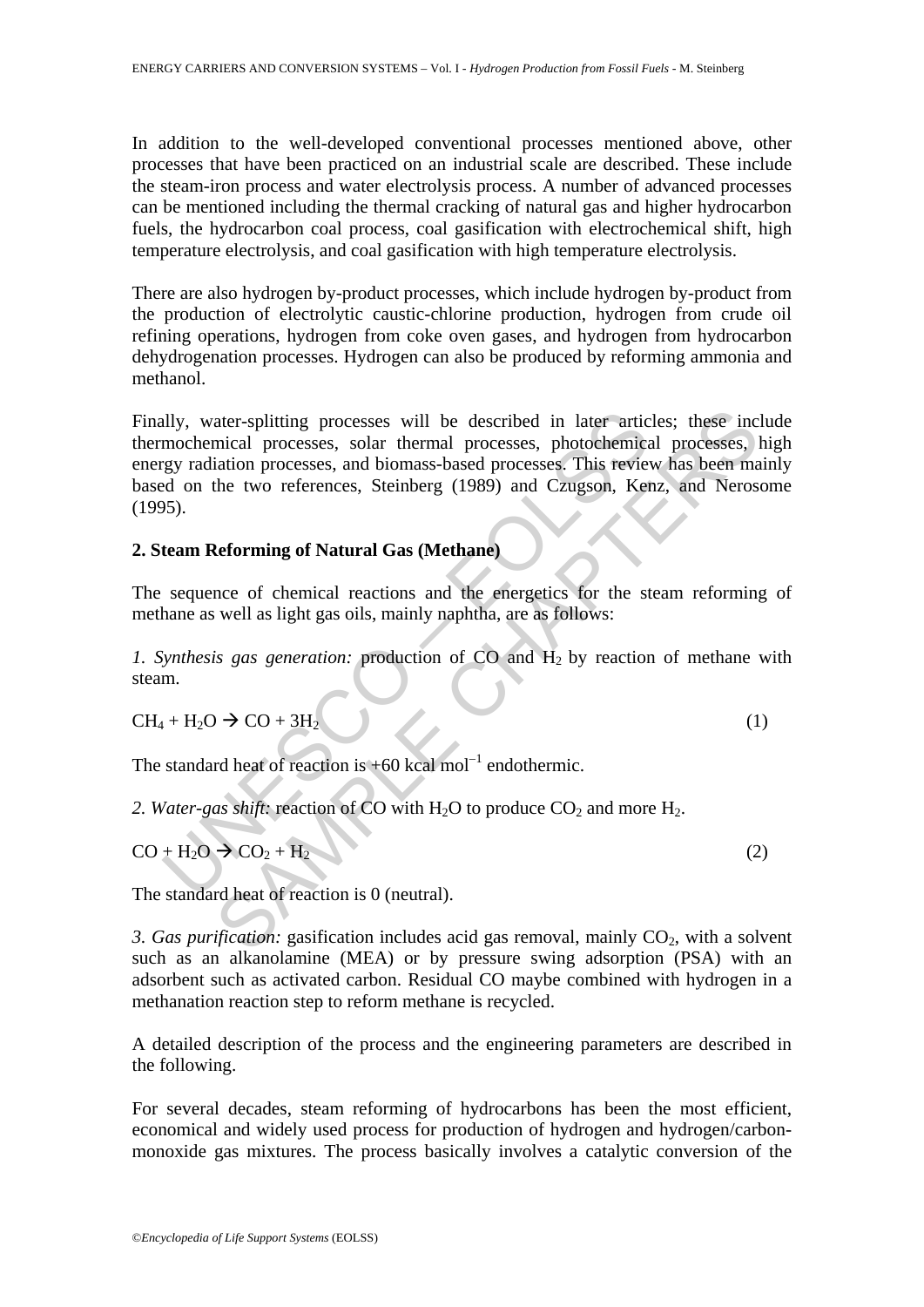In addition to the well-developed conventional processes mentioned above, other processes that have been practiced on an industrial scale are described. These include the steam-iron process and water electrolysis process. A number of advanced processes can be mentioned including the thermal cracking of natural gas and higher hydrocarbon fuels, the hydrocarbon coal process, coal gasification with electrochemical shift, high temperature electrolysis, and coal gasification with high temperature electrolysis.

There are also hydrogen by-product processes, which include hydrogen by-product from the production of electrolytic caustic-chlorine production, hydrogen from crude oil refining operations, hydrogen from coke oven gases, and hydrogen from hydrocarbon dehydrogenation processes. Hydrogen can also be produced by reforming ammonia and methanol.

Finally, water-splitting processes will be described in later articles; these include thermochemical processes, solar thermal processes, photochemical processes, high energy radiation processes, and biomass-based processes. This review has been mainly based on the two references, Steinberg (1989) and Czugson, Kenz, and Nerosome (1995).

## 2. Steam Reforming of Natural Gas (Methane)

The sequence of chemical reactions and the energetics for the steam reforming of methane as well as light gas oils, mainly naphtha, are as follows:

*1. Synthesis gas generation:* production of CO and $H_2$ by reaction of methane with steam.

$$CH_4 + H_2O \rightarrow CO + 3H_2 \qquad (1)$$

The standard heat of reaction is +60 kcal mol$^{-1}$ endothermic.

*2. Water-gas shift:* reaction of CO with $H_2O$ to produce $CO_2$ and more $H_2$.

$$CO + H_2O \rightarrow CO_2 + H_2 \qquad (2)$$

The standard heat of reaction is 0 (neutral).

*3. Gas purification:* gasification includes acid gas removal, mainly $CO_2$, with a solvent such as an alkanolamine (MEA) or by pressure swing adsorption (PSA) with an adsorbent such as activated carbon. Residual CO maybe combined with hydrogen in a methanation reaction step to reform methane is recycled.

A detailed description of the process and the engineering parameters are described in the following.

For several decades, steam reforming of hydrocarbons has been the most efficient, economical and widely used process for production of hydrogen and hydrogen/carbon-monoxide gas mixtures. The process basically involves a catalytic conversion of the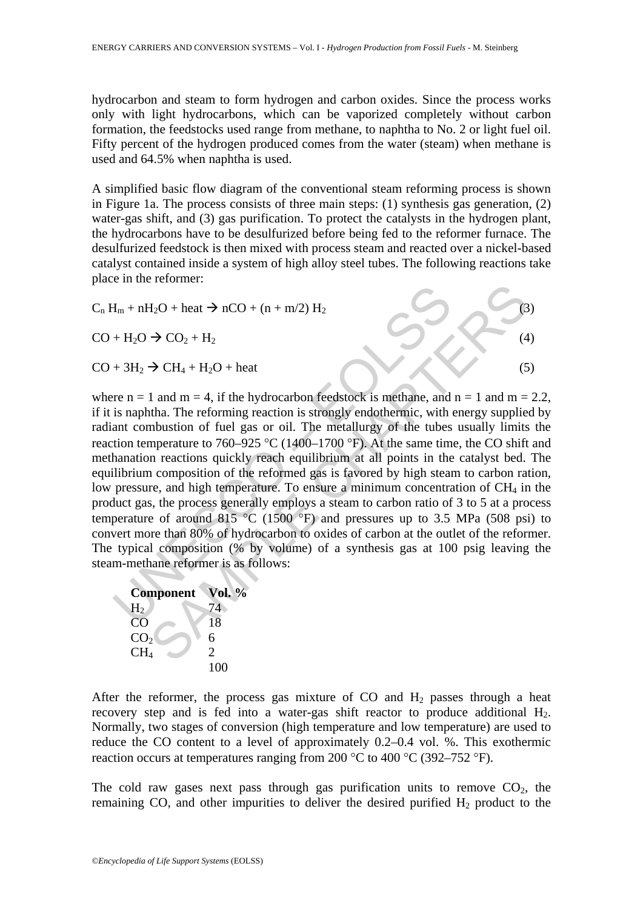hydrocarbon and steam to form hydrogen and carbon oxides. Since the process works only with light hydrocarbons, which can be vaporized completely without carbon formation, the feedstocks used range from methane, to naphtha to No. 2 or light fuel oil. Fifty percent of the hydrogen produced comes from the water (steam) when methane is used and 64.5% when naphtha is used.

A simplified basic flow diagram of the conventional steam reforming process is shown in Figure 1a. The process consists of three main steps: (1) synthesis gas generation, (2) water-gas shift, and (3) gas purification. To protect the catalysts in the hydrogen plant, the hydrocarbons have to be desulfurized before being fed to the reformer furnace. The desulfurized feedstock is then mixed with process steam and reacted over a nickel-based catalyst contained inside a system of high alloy steel tubes. The following reactions take place in the reformer:

$$C_n H_m + nH_2O + \text{heat} \rightarrow nCO + (n + m/2)\, H_2 \quad (3)$$

$$CO + H_2O \rightarrow CO_2 + H_2 \quad (4)$$

$$CO + 3H_2 \rightarrow CH_4 + H_2O + \text{heat} \quad (5)$$

where n = 1 and m = 4, if the hydrocarbon feedstock is methane, and n = 1 and m = 2.2, if it is naphtha. The reforming reaction is strongly endothermic, with energy supplied by radiant combustion of fuel gas or oil. The metallurgy of the tubes usually limits the reaction temperature to 760–925 °C (1400–1700 °F). At the same time, the CO shift and methanation reactions quickly reach equilibrium at all points in the catalyst bed. The equilibrium composition of the reformed gas is favored by high steam to carbon ration, low pressure, and high temperature. To ensure a minimum concentration of $CH_4$ in the product gas, the process generally employs a steam to carbon ratio of 3 to 5 at a process temperature of around 815 °C (1500 °F) and pressures up to 3.5 MPa (508 psi) to convert more than 80% of hydrocarbon to oxides of carbon at the outlet of the reformer. The typical composition (% by volume) of a synthesis gas at 100 psig leaving the steam-methane reformer is as follows:

| **Component** | **Vol. %** |
|---|---|
| $H_2$ | 74 |
| CO | 18 |
| $CO_2$ | 6 |
| $CH_4$ | 2 |
| | 100 |

After the reformer, the process gas mixture of CO and $H_2$ passes through a heat recovery step and is fed into a water-gas shift reactor to produce additional $H_2$. Normally, two stages of conversion (high temperature and low temperature) are used to reduce the CO content to a level of approximately 0.2–0.4 vol. %. This exothermic reaction occurs at temperatures ranging from 200 °C to 400 °C (392–752 °F).

The cold raw gases next pass through gas purification units to remove $CO_2$, the remaining CO, and other impurities to deliver the desired purified $H_2$ product to the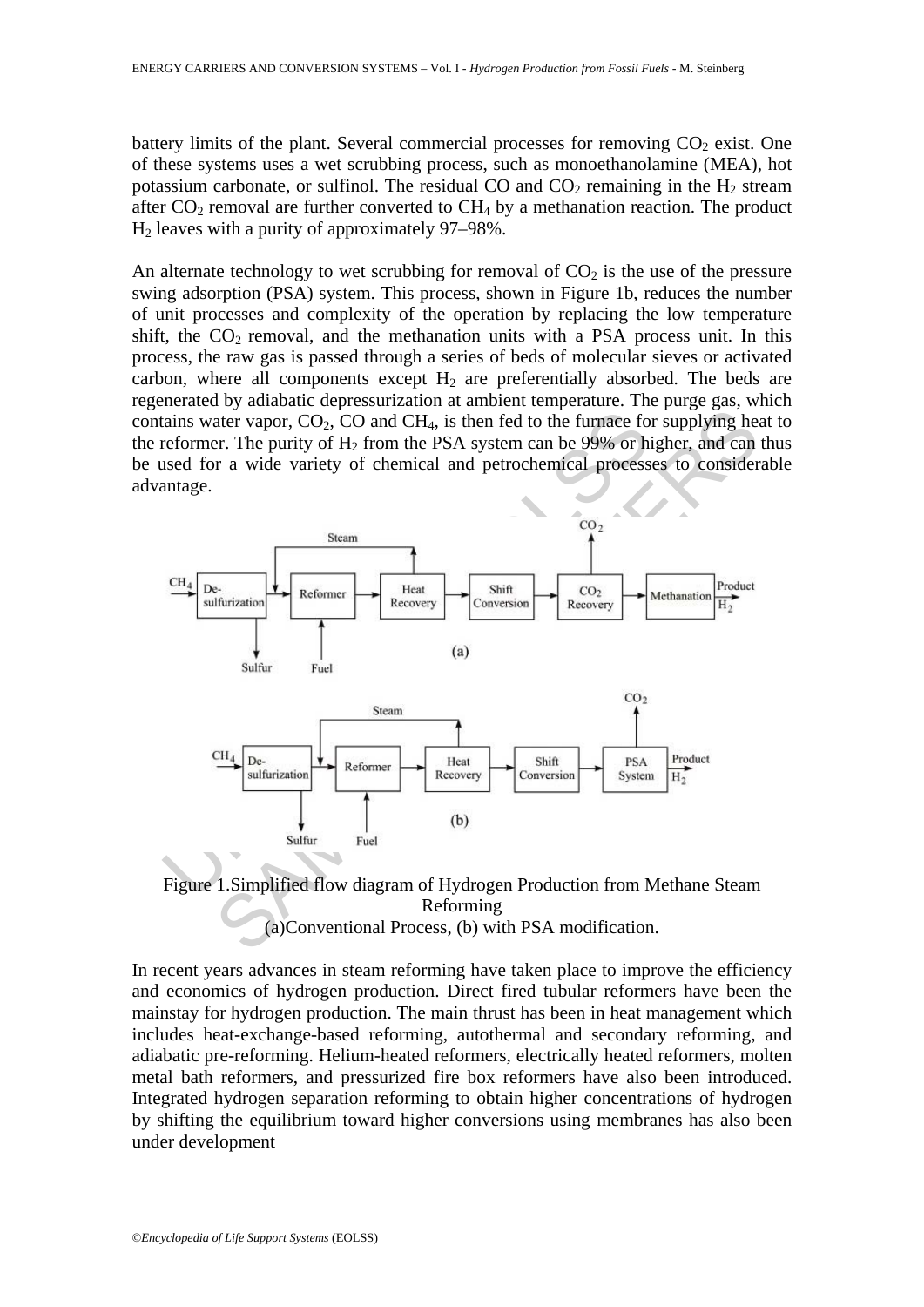battery limits of the plant. Several commercial processes for removing $CO_2$ exist. One of these systems uses a wet scrubbing process, such as monoethanolamine (MEA), hot potassium carbonate, or sulfinol. The residual CO and $CO_2$ remaining in the $H_2$ stream after $CO_2$ removal are further converted to $CH_4$ by a methanation reaction. The product $H_2$ leaves with a purity of approximately 97–98%.

An alternate technology to wet scrubbing for removal of $CO_2$ is the use of the pressure swing adsorption (PSA) system. This process, shown in Figure 1b, reduces the number of unit processes and complexity of the operation by replacing the low temperature shift, the $CO_2$ removal, and the methanation units with a PSA process unit. In this process, the raw gas is passed through a series of beds of molecular sieves or activated carbon, where all components except $H_2$ are preferentially absorbed. The beds are regenerated by adiabatic depressurization at ambient temperature. The purge gas, which contains water vapor, $CO_2$, CO and $CH_4$, is then fed to the furnace for supplying heat to the reformer. The purity of $H_2$ from the PSA system can be 99% or higher, and can thus be used for a wide variety of chemical and petrochemical processes to considerable advantage.

Figure 1.Simplified flow diagram of Hydrogen Production from Methane Steam Reforming
(a)Conventional Process, (b) with PSA modification.

In recent years advances in steam reforming have taken place to improve the efficiency and economics of hydrogen production. Direct fired tubular reformers have been the mainstay for hydrogen production. The main thrust has been in heat management which includes heat-exchange-based reforming, autothermal and secondary reforming, and adiabatic pre-reforming. Helium-heated reformers, electrically heated reformers, molten metal bath reformers, and pressurized fire box reformers have also been introduced. Integrated hydrogen separation reforming to obtain higher concentrations of hydrogen by shifting the equilibrium toward higher conversions using membranes has also been under development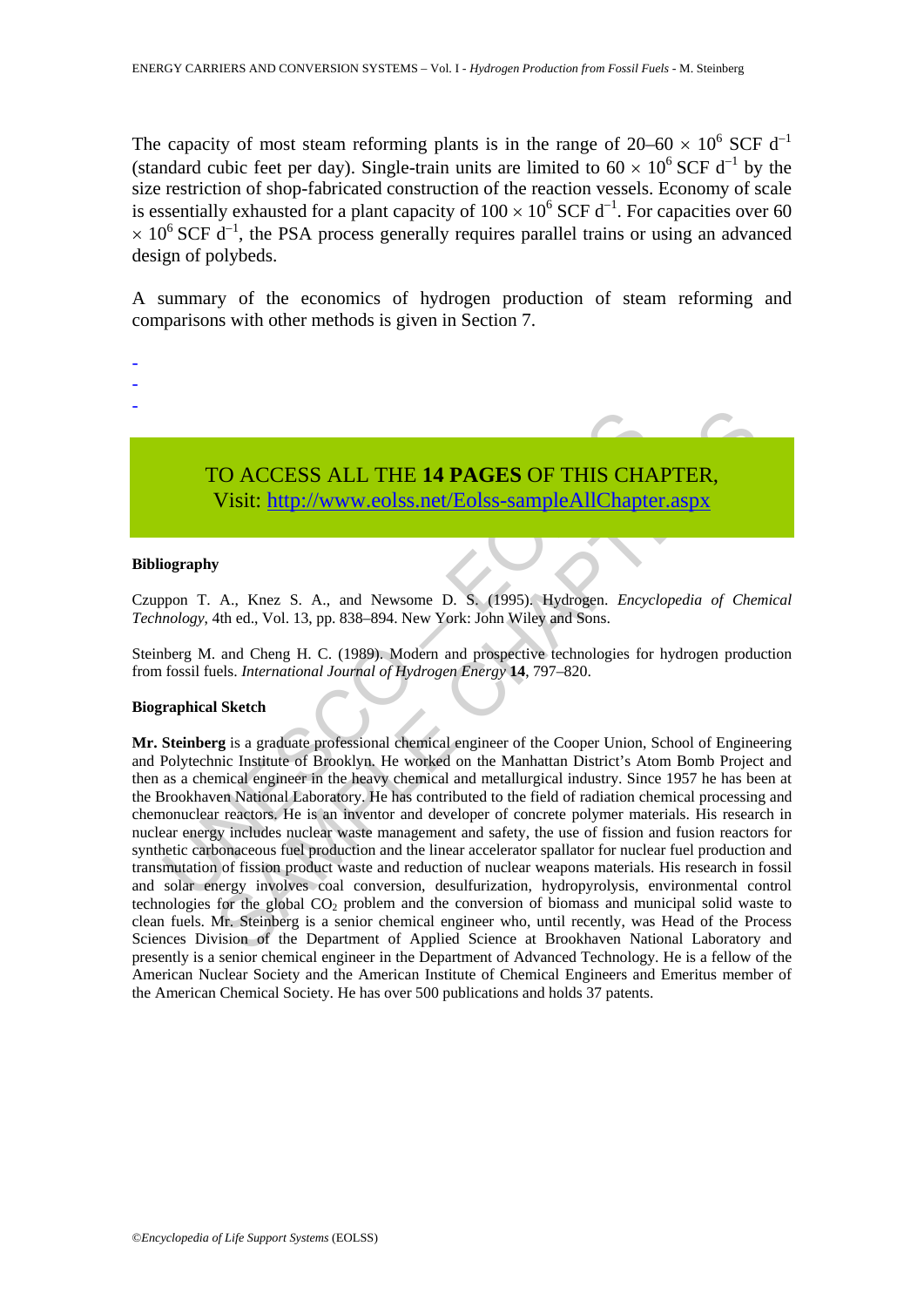The capacity of most steam reforming plants is in the range of 20–60 × $10^6$ SCF $d^{-1}$ (standard cubic feet per day). Single-train units are limited to 60 × $10^6$ SCF $d^{-1}$ by the size restriction of shop-fabricated construction of the reaction vessels. Economy of scale is essentially exhausted for a plant capacity of 100 × $10^6$ SCF $d^{-1}$. For capacities over 60 × $10^6$ SCF $d^{-1}$, the PSA process generally requires parallel trains or using an advanced design of polybeds.

A summary of the economics of hydrogen production of steam reforming and comparisons with other methods is given in Section 7.

-
-
-

TO ACCESS ALL THE **14 PAGES** OF THIS CHAPTER,
Visit: http://www.eolss.net/Eolss-sampleAllChapter.aspx

**Bibliography**

Czuppon T. A., Knez S. A., and Newsome D. S. (1995). Hydrogen. *Encyclopedia of Chemical Technology*, 4th ed., Vol. 13, pp. 838–894. New York: John Wiley and Sons.

Steinberg M. and Cheng H. C. (1989). Modern and prospective technologies for hydrogen production from fossil fuels. *International Journal of Hydrogen Energy* **14**, 797–820.

**Biographical Sketch**

**Mr. Steinberg** is a graduate professional chemical engineer of the Cooper Union, School of Engineering and Polytechnic Institute of Brooklyn. He worked on the Manhattan District's Atom Bomb Project and then as a chemical engineer in the heavy chemical and metallurgical industry. Since 1957 he has been at the Brookhaven National Laboratory. He has contributed to the field of radiation chemical processing and chemonuclear reactors. He is an inventor and developer of concrete polymer materials. His research in nuclear energy includes nuclear waste management and safety, the use of fission and fusion reactors for synthetic carbonaceous fuel production and the linear accelerator spallator for nuclear fuel production and transmutation of fission product waste and reduction of nuclear weapons materials. His research in fossil and solar energy involves coal conversion, desulfurization, hydropyrolysis, environmental control technologies for the global $CO_2$ problem and the conversion of biomass and municipal solid waste to clean fuels. Mr. Steinberg is a senior chemical engineer who, until recently, was Head of the Process Sciences Division of the Department of Applied Science at Brookhaven National Laboratory and presently is a senior chemical engineer in the Department of Advanced Technology. He is a fellow of the American Nuclear Society and the American Institute of Chemical Engineers and Emeritus member of the American Chemical Society. He has over 500 publications and holds 37 patents.